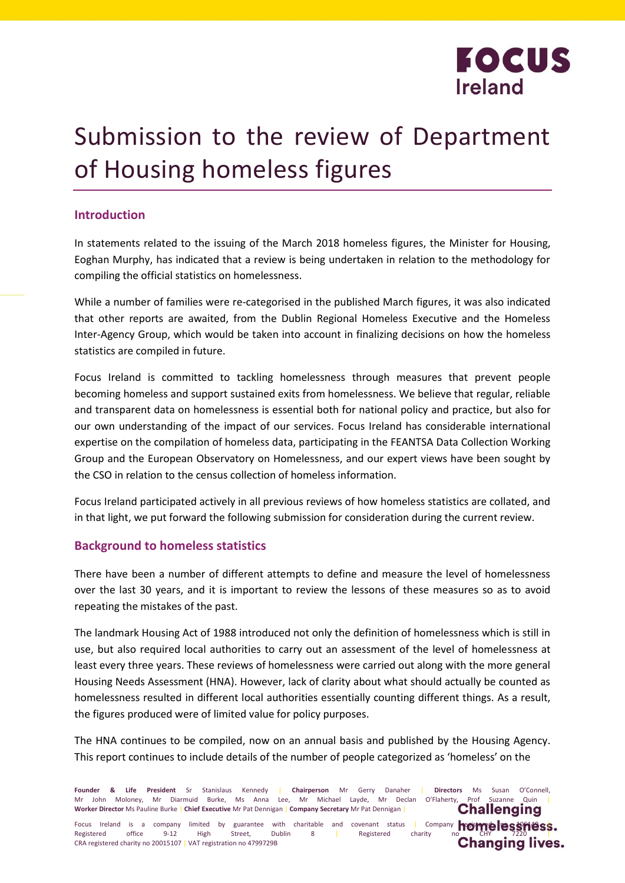# Submission to the review of Department of Housing homeless figures

## Introduction

In statements related to the issuing of the March 2018 homeless figures, the Minister for Housing, Eoghan Murphy, has indicated that a review is being undertaken in relation to the methodology for compiling the official statistics on homelessness.

While a number of families were re-categorised in the published March figures, it was also indicated that other reports are awaited, from the Dublin Regional Homeless Executive and the Homeless Inter-Agency Group, which would be taken into account in finalizing decisions on how the homeless statistics are compiled in future.

Focus Ireland is committed to tackling homelessness through measures that prevent people becoming homeless and support sustained exits from homelessness. We believe that regular, reliable and transparent data on homelessness is essential both for national policy and practice, but also for our own understanding of the impact of our services. Focus Ireland has considerable international expertise on the compilation of homeless data, participating in the FEANTSA Data Collection Working Group and the European Observatory on Homelessness, and our expert views have been sought by the CSO in relation to the census collection of homeless information.

Focus Ireland participated actively in all previous reviews of how homeless statistics are collated, and in that light, we put forward the following submission for consideration during the current review.

## Background to homeless statistics

There have been a number of different attempts to define and measure the level of homelessness over the last 30 years, and it is important to review the lessons of these measures so as to avoid repeating the mistakes of the past.

The landmark Housing Act of 1988 introduced not only the definition of homelessness which is still in use, but also required local authorities to carry out an assessment of the level of homelessness at least every three years. These reviews of homelessness were carried out along with the more general Housing Needs Assessment (HNA). However, lack of clarity about what should actually be counted as homelessness resulted in different local authorities essentially counting different things. As a result, the figures produced were of limited value for policy purposes.

The HNA continues to be compiled, now on an annual basis and published by the Housing Agency. This report continues to include details of the number of people categorized as 'homeless' on the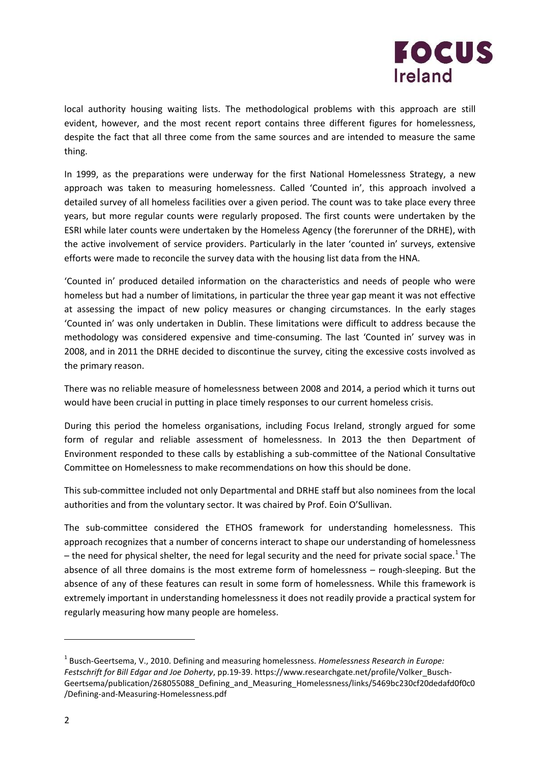local authority housing waiting lists. The methodological problems with this approach are still evident, however, and the most recent report contains three different figures for homelessness, despite the fact that all three come from the same sources and are intended to measure the same thing.

In 1999, as the preparations were underway for the first National Homelessness Strategy, a new approach was taken to measuring homelessness. Called 'Counted in', this approach involved a detailed survey of all homeless facilities over a given period. The count was to take place every three years, but more regular counts were regularly proposed. The first counts were undertaken by the ESRI while later counts were undertaken by the Homeless Agency (the forerunner of the DRHE), with the active involvement of service providers. Particularly in the later 'counted in' surveys, extensive efforts were made to reconcile the survey data with the housing list data from the HNA.

'Counted in' produced detailed information on the characteristics and needs of people who were homeless but had a number of limitations, in particular the three year gap meant it was not effective at assessing the impact of new policy measures or changing circumstances. In the early stages 'Counted in' was only undertaken in Dublin. These limitations were difficult to address because the methodology was considered expensive and time-consuming. The last 'Counted in' survey was in 2008, and in 2011 the DRHE decided to discontinue the survey, citing the excessive costs involved as the primary reason.

There was no reliable measure of homelessness between 2008 and 2014, a period which it turns out would have been crucial in putting in place timely responses to our current homeless crisis.

During this period the homeless organisations, including Focus Ireland, strongly argued for some form of regular and reliable assessment of homelessness. In 2013 the then Department of Environment responded to these calls by establishing a sub-committee of the National Consultative Committee on Homelessness to make recommendations on how this should be done.

This sub-committee included not only Departmental and DRHE staff but also nominees from the local authorities and from the voluntary sector. It was chaired by Prof. Eoin O'Sullivan.

The sub-committee considered the ETHOS framework for understanding homelessness. This approach recognizes that a number of concerns interact to shape our understanding of homelessness – the need for physical shelter, the need for legal security and the need for private social space.[1] The absence of all three domains is the most extreme form of homelessness – rough-sleeping. But the absence of any of these features can result in some form of homelessness. While this framework is extremely important in understanding homelessness it does not readily provide a practical system for regularly measuring how many people are homeless.

---

[1] Busch-Geertsema, V., 2010. Defining and measuring homelessness. *Homelessness Research in Europe: Festschrift for Bill Edgar and Joe Doherty*, pp.19-39. https://www.researchgate.net/profile/Volker_Busch-Geertsema/publication/268055088_Defining_and_Measuring_Homelessness/links/5469bc230cf20dedafd0f0c0/Defining-and-Measuring-Homelessness.pdf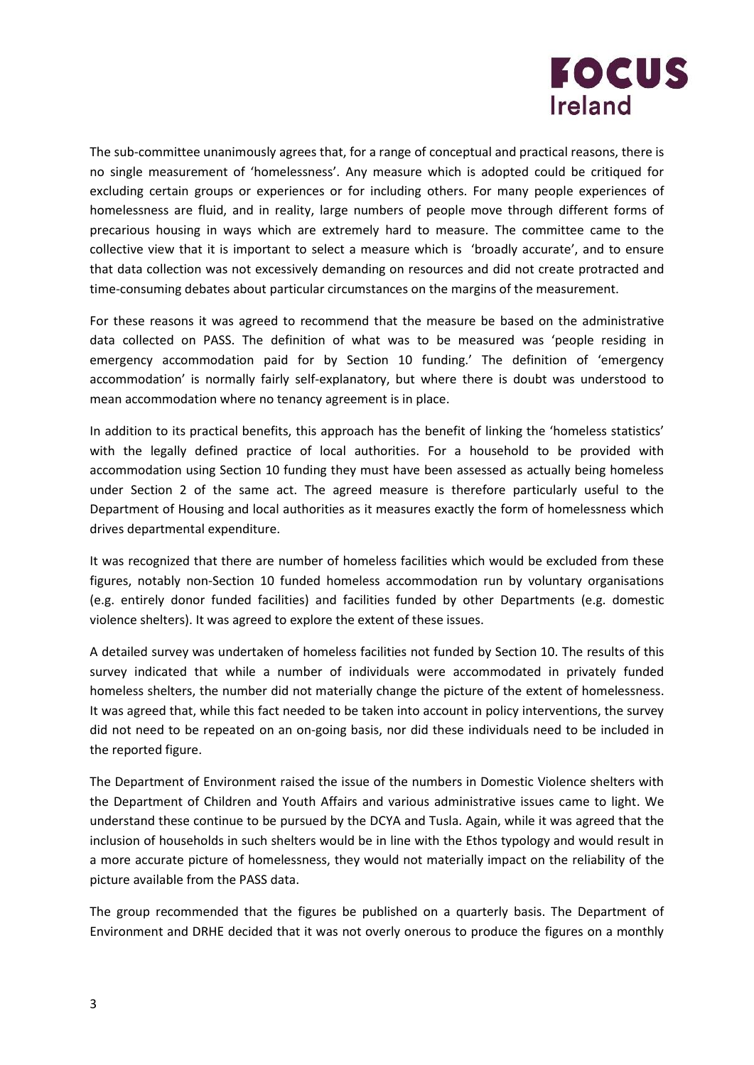The sub-committee unanimously agrees that, for a range of conceptual and practical reasons, there is no single measurement of 'homelessness'. Any measure which is adopted could be critiqued for excluding certain groups or experiences or for including others. For many people experiences of homelessness are fluid, and in reality, large numbers of people move through different forms of precarious housing in ways which are extremely hard to measure. The committee came to the collective view that it is important to select a measure which is 'broadly accurate', and to ensure that data collection was not excessively demanding on resources and did not create protracted and time-consuming debates about particular circumstances on the margins of the measurement.

For these reasons it was agreed to recommend that the measure be based on the administrative data collected on PASS. The definition of what was to be measured was 'people residing in emergency accommodation paid for by Section 10 funding.' The definition of 'emergency accommodation' is normally fairly self-explanatory, but where there is doubt was understood to mean accommodation where no tenancy agreement is in place.

In addition to its practical benefits, this approach has the benefit of linking the 'homeless statistics' with the legally defined practice of local authorities. For a household to be provided with accommodation using Section 10 funding they must have been assessed as actually being homeless under Section 2 of the same act. The agreed measure is therefore particularly useful to the Department of Housing and local authorities as it measures exactly the form of homelessness which drives departmental expenditure.

It was recognized that there are number of homeless facilities which would be excluded from these figures, notably non-Section 10 funded homeless accommodation run by voluntary organisations (e.g. entirely donor funded facilities) and facilities funded by other Departments (e.g. domestic violence shelters). It was agreed to explore the extent of these issues.

A detailed survey was undertaken of homeless facilities not funded by Section 10. The results of this survey indicated that while a number of individuals were accommodated in privately funded homeless shelters, the number did not materially change the picture of the extent of homelessness. It was agreed that, while this fact needed to be taken into account in policy interventions, the survey did not need to be repeated on an on-going basis, nor did these individuals need to be included in the reported figure.

The Department of Environment raised the issue of the numbers in Domestic Violence shelters with the Department of Children and Youth Affairs and various administrative issues came to light. We understand these continue to be pursued by the DCYA and Tusla. Again, while it was agreed that the inclusion of households in such shelters would be in line with the Ethos typology and would result in a more accurate picture of homelessness, they would not materially impact on the reliability of the picture available from the PASS data.

The group recommended that the figures be published on a quarterly basis. The Department of Environment and DRHE decided that it was not overly onerous to produce the figures on a monthly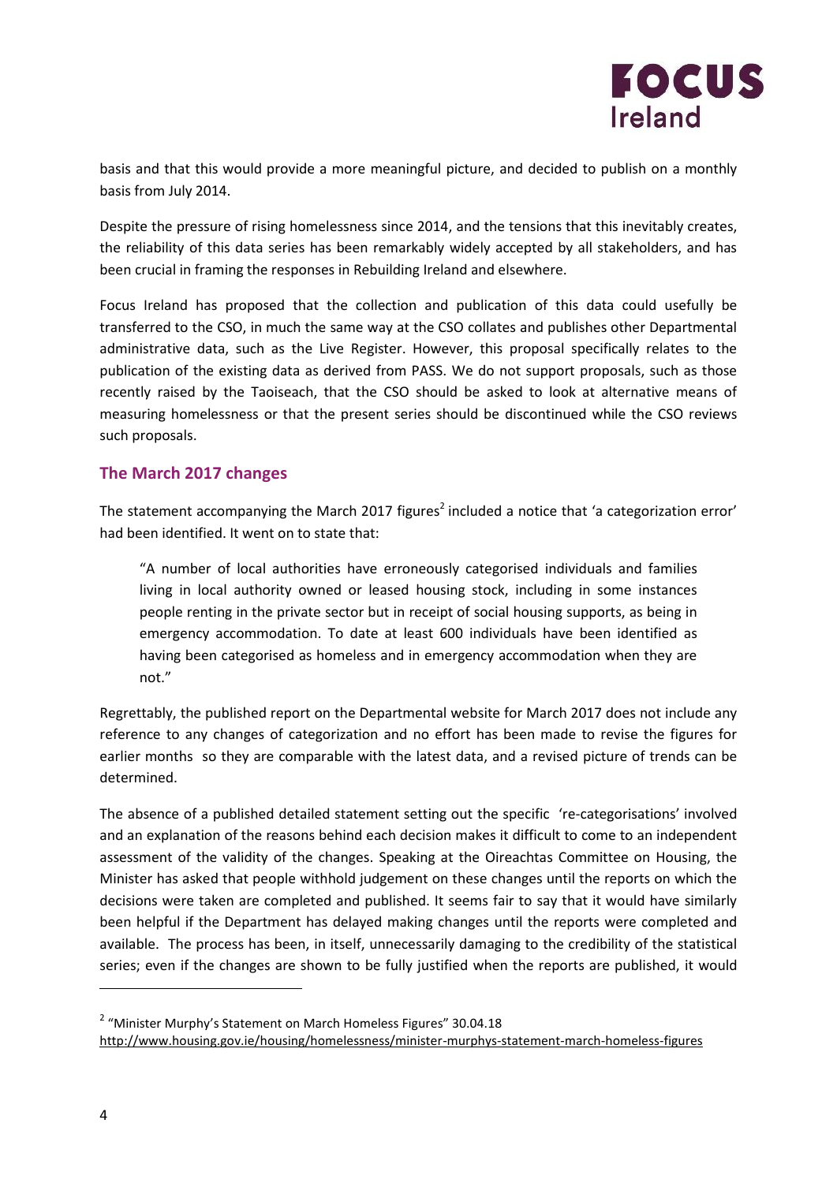basis and that this would provide a more meaningful picture, and decided to publish on a monthly basis from July 2014.

Despite the pressure of rising homelessness since 2014, and the tensions that this inevitably creates, the reliability of this data series has been remarkably widely accepted by all stakeholders, and has been crucial in framing the responses in Rebuilding Ireland and elsewhere.

Focus Ireland has proposed that the collection and publication of this data could usefully be transferred to the CSO, in much the same way at the CSO collates and publishes other Departmental administrative data, such as the Live Register. However, this proposal specifically relates to the publication of the existing data as derived from PASS. We do not support proposals, such as those recently raised by the Taoiseach, that the CSO should be asked to look at alternative means of measuring homelessness or that the present series should be discontinued while the CSO reviews such proposals.

## The March 2017 changes

The statement accompanying the March 2017 figures[2] included a notice that 'a categorization error' had been identified. It went on to state that:

> "A number of local authorities have erroneously categorised individuals and families living in local authority owned or leased housing stock, including in some instances people renting in the private sector but in receipt of social housing supports, as being in emergency accommodation. To date at least 600 individuals have been identified as having been categorised as homeless and in emergency accommodation when they are not."

Regrettably, the published report on the Departmental website for March 2017 does not include any reference to any changes of categorization and no effort has been made to revise the figures for earlier months so they are comparable with the latest data, and a revised picture of trends can be determined.

The absence of a published detailed statement setting out the specific 're-categorisations' involved and an explanation of the reasons behind each decision makes it difficult to come to an independent assessment of the validity of the changes. Speaking at the Oireachtas Committee on Housing, the Minister has asked that people withhold judgement on these changes until the reports on which the decisions were taken are completed and published. It seems fair to say that it would have similarly been helpful if the Department has delayed making changes until the reports were completed and available. The process has been, in itself, unnecessarily damaging to the credibility of the statistical series; even if the changes are shown to be fully justified when the reports are published, it would

---

[2] "Minister Murphy's Statement on March Homeless Figures" 30.04.18
http://www.housing.gov.ie/housing/homelessness/minister-murphys-statement-march-homeless-figures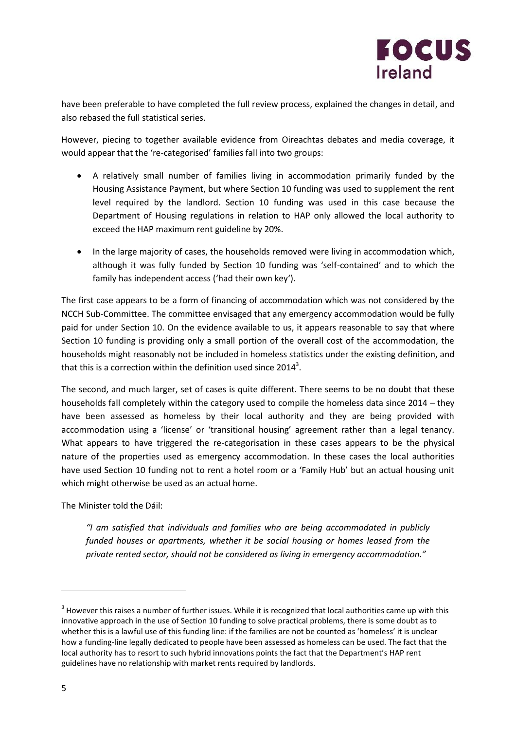have been preferable to have completed the full review process, explained the changes in detail, and also rebased the full statistical series.

However, piecing to together available evidence from Oireachtas debates and media coverage, it would appear that the 're-categorised' families fall into two groups:

- A relatively small number of families living in accommodation primarily funded by the Housing Assistance Payment, but where Section 10 funding was used to supplement the rent level required by the landlord. Section 10 funding was used in this case because the Department of Housing regulations in relation to HAP only allowed the local authority to exceed the HAP maximum rent guideline by 20%.
- In the large majority of cases, the households removed were living in accommodation which, although it was fully funded by Section 10 funding was 'self-contained' and to which the family has independent access ('had their own key').

The first case appears to be a form of financing of accommodation which was not considered by the NCCH Sub-Committee. The committee envisaged that any emergency accommodation would be fully paid for under Section 10. On the evidence available to us, it appears reasonable to say that where Section 10 funding is providing only a small portion of the overall cost of the accommodation, the households might reasonably not be included in homeless statistics under the existing definition, and that this is a correction within the definition used since 2014[3].

The second, and much larger, set of cases is quite different. There seems to be no doubt that these households fall completely within the category used to compile the homeless data since 2014 – they have been assessed as homeless by their local authority and they are being provided with accommodation using a 'license' or 'transitional housing' agreement rather than a legal tenancy. What appears to have triggered the re-categorisation in these cases appears to be the physical nature of the properties used as emergency accommodation. In these cases the local authorities have used Section 10 funding not to rent a hotel room or a 'Family Hub' but an actual housing unit which might otherwise be used as an actual home.

The Minister told the Dáil:

> *"I am satisfied that individuals and families who are being accommodated in publicly funded houses or apartments, whether it be social housing or homes leased from the private rented sector, should not be considered as living in emergency accommodation."*

---

[3] However this raises a number of further issues. While it is recognized that local authorities came up with this innovative approach in the use of Section 10 funding to solve practical problems, there is some doubt as to whether this is a lawful use of this funding line: if the families are not be counted as 'homeless' it is unclear how a funding-line legally dedicated to people have been assessed as homeless can be used. The fact that the local authority has to resort to such hybrid innovations points the fact that the Department's HAP rent guidelines have no relationship with market rents required by landlords.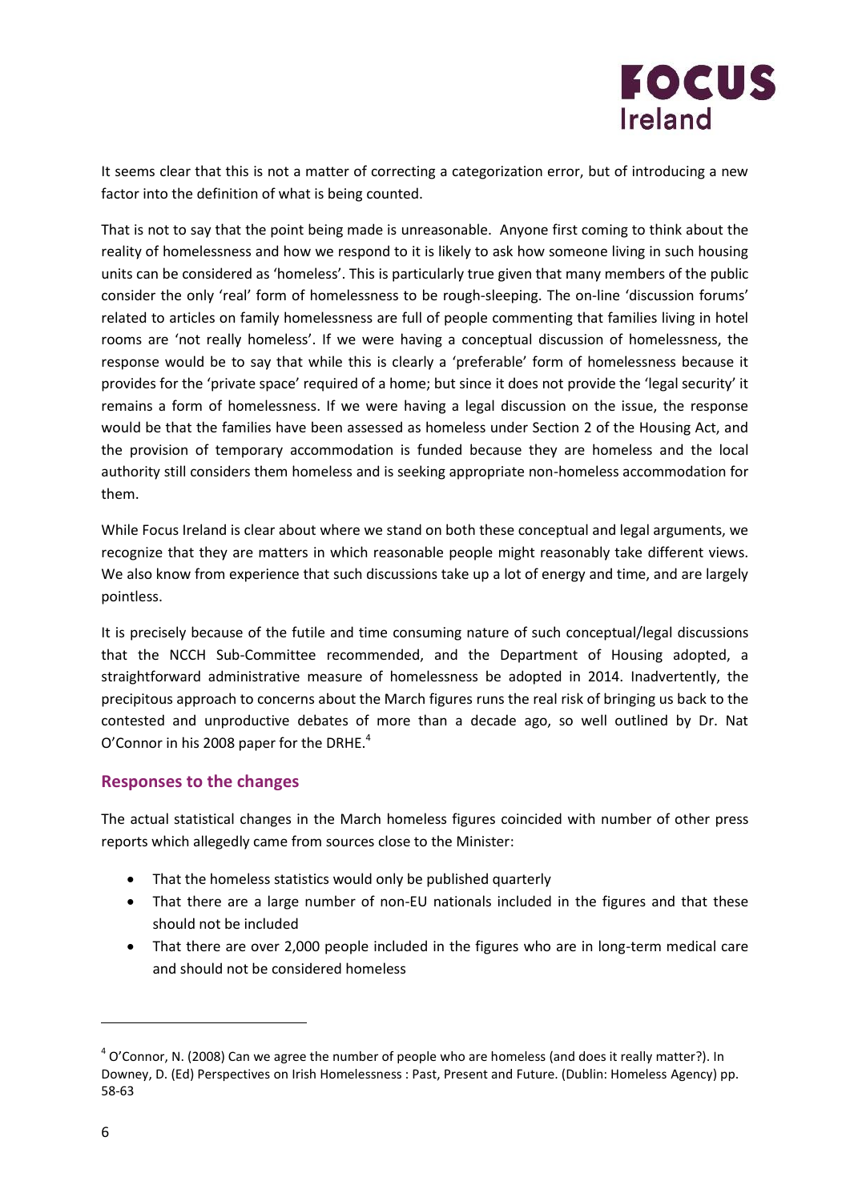It seems clear that this is not a matter of correcting a categorization error, but of introducing a new factor into the definition of what is being counted.

That is not to say that the point being made is unreasonable. Anyone first coming to think about the reality of homelessness and how we respond to it is likely to ask how someone living in such housing units can be considered as 'homeless'. This is particularly true given that many members of the public consider the only 'real' form of homelessness to be rough-sleeping. The on-line 'discussion forums' related to articles on family homelessness are full of people commenting that families living in hotel rooms are 'not really homeless'. If we were having a conceptual discussion of homelessness, the response would be to say that while this is clearly a 'preferable' form of homelessness because it provides for the 'private space' required of a home; but since it does not provide the 'legal security' it remains a form of homelessness. If we were having a legal discussion on the issue, the response would be that the families have been assessed as homeless under Section 2 of the Housing Act, and the provision of temporary accommodation is funded because they are homeless and the local authority still considers them homeless and is seeking appropriate non-homeless accommodation for them.

While Focus Ireland is clear about where we stand on both these conceptual and legal arguments, we recognize that they are matters in which reasonable people might reasonably take different views. We also know from experience that such discussions take up a lot of energy and time, and are largely pointless.

It is precisely because of the futile and time consuming nature of such conceptual/legal discussions that the NCCH Sub-Committee recommended, and the Department of Housing adopted, a straightforward administrative measure of homelessness be adopted in 2014. Inadvertently, the precipitous approach to concerns about the March figures runs the real risk of bringing us back to the contested and unproductive debates of more than a decade ago, so well outlined by Dr. Nat O'Connor in his 2008 paper for the DRHE.[4]

## Responses to the changes

The actual statistical changes in the March homeless figures coincided with number of other press reports which allegedly came from sources close to the Minister:

- That the homeless statistics would only be published quarterly
- That there are a large number of non-EU nationals included in the figures and that these should not be included
- That there are over 2,000 people included in the figures who are in long-term medical care and should not be considered homeless

[4] O'Connor, N. (2008) Can we agree the number of people who are homeless (and does it really matter?). In Downey, D. (Ed) Perspectives on Irish Homelessness : Past, Present and Future. (Dublin: Homeless Agency) pp. 58-63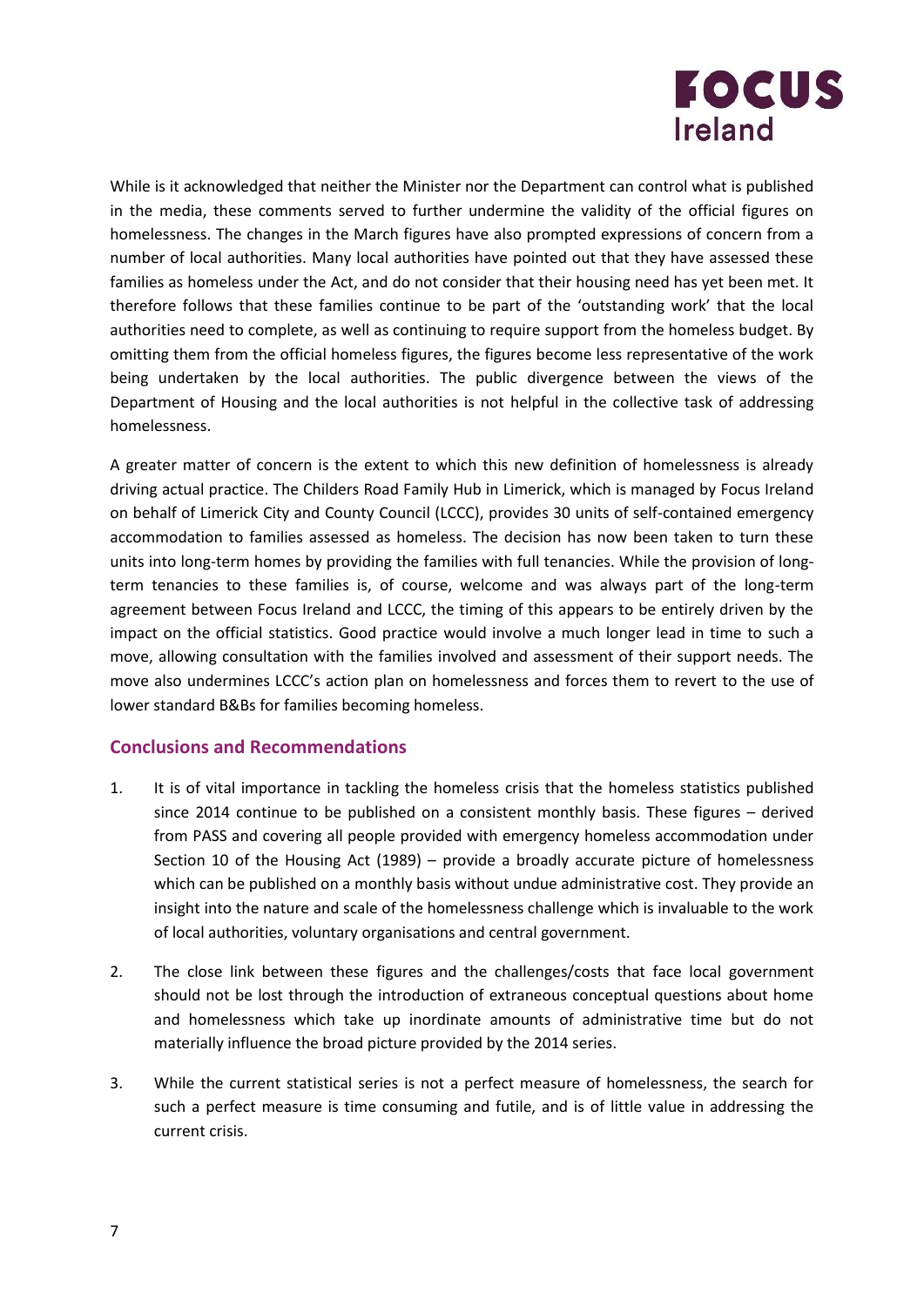While is it acknowledged that neither the Minister nor the Department can control what is published in the media, these comments served to further undermine the validity of the official figures on homelessness. The changes in the March figures have also prompted expressions of concern from a number of local authorities. Many local authorities have pointed out that they have assessed these families as homeless under the Act, and do not consider that their housing need has yet been met. It therefore follows that these families continue to be part of the 'outstanding work' that the local authorities need to complete, as well as continuing to require support from the homeless budget. By omitting them from the official homeless figures, the figures become less representative of the work being undertaken by the local authorities. The public divergence between the views of the Department of Housing and the local authorities is not helpful in the collective task of addressing homelessness.

A greater matter of concern is the extent to which this new definition of homelessness is already driving actual practice. The Childers Road Family Hub in Limerick, which is managed by Focus Ireland on behalf of Limerick City and County Council (LCCC), provides 30 units of self-contained emergency accommodation to families assessed as homeless. The decision has now been taken to turn these units into long-term homes by providing the families with full tenancies. While the provision of long-term tenancies to these families is, of course, welcome and was always part of the long-term agreement between Focus Ireland and LCCC, the timing of this appears to be entirely driven by the impact on the official statistics. Good practice would involve a much longer lead in time to such a move, allowing consultation with the families involved and assessment of their support needs. The move also undermines LCCC's action plan on homelessness and forces them to revert to the use of lower standard B&Bs for families becoming homeless.

## Conclusions and Recommendations

1. It is of vital importance in tackling the homeless crisis that the homeless statistics published since 2014 continue to be published on a consistent monthly basis. These figures – derived from PASS and covering all people provided with emergency homeless accommodation under Section 10 of the Housing Act (1989) – provide a broadly accurate picture of homelessness which can be published on a monthly basis without undue administrative cost. They provide an insight into the nature and scale of the homelessness challenge which is invaluable to the work of local authorities, voluntary organisations and central government.

2. The close link between these figures and the challenges/costs that face local government should not be lost through the introduction of extraneous conceptual questions about home and homelessness which take up inordinate amounts of administrative time but do not materially influence the broad picture provided by the 2014 series.

3. While the current statistical series is not a perfect measure of homelessness, the search for such a perfect measure is time consuming and futile, and is of little value in addressing the current crisis.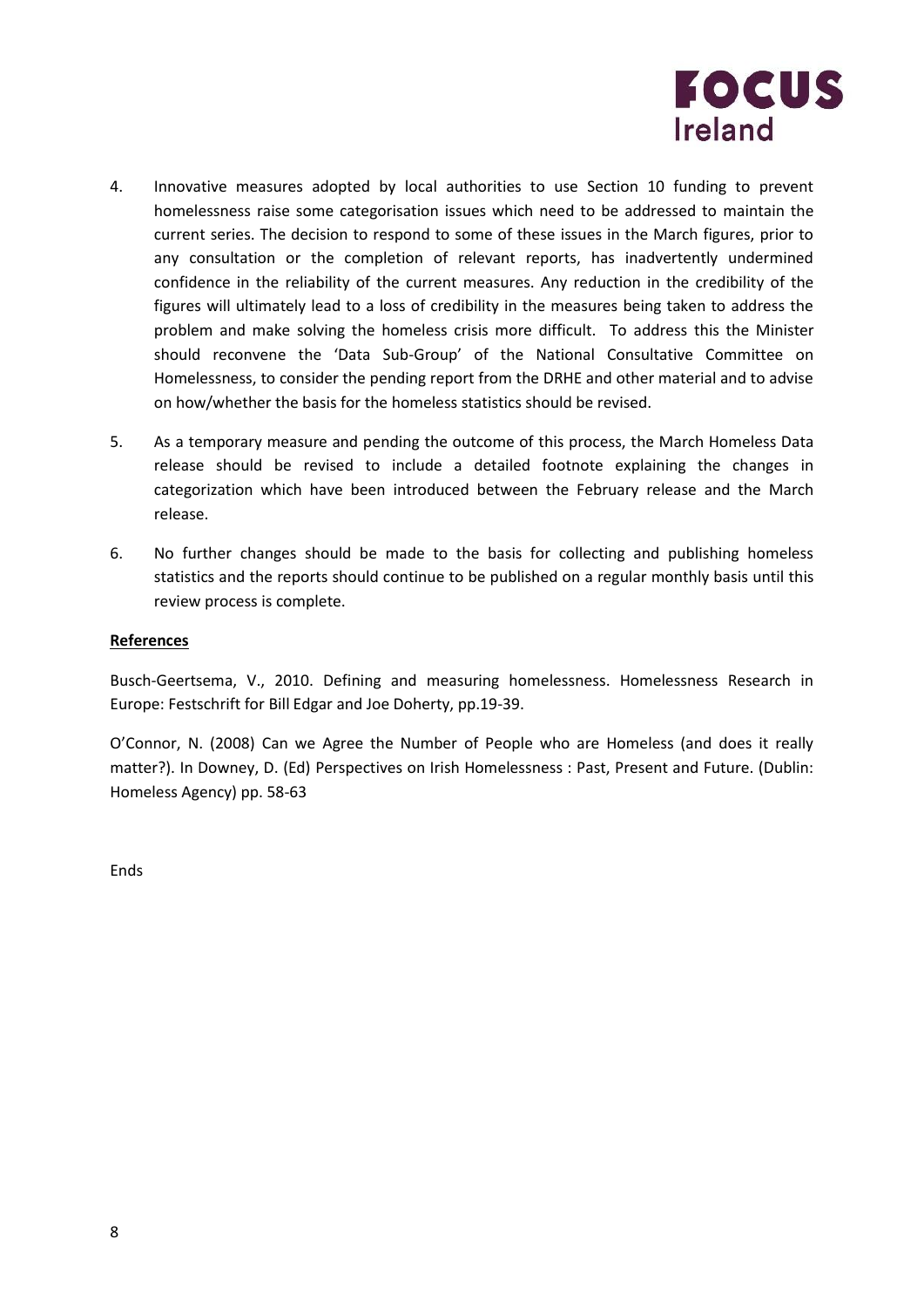4. Innovative measures adopted by local authorities to use Section 10 funding to prevent homelessness raise some categorisation issues which need to be addressed to maintain the current series. The decision to respond to some of these issues in the March figures, prior to any consultation or the completion of relevant reports, has inadvertently undermined confidence in the reliability of the current measures. Any reduction in the credibility of the figures will ultimately lead to a loss of credibility in the measures being taken to address the problem and make solving the homeless crisis more difficult. To address this the Minister should reconvene the 'Data Sub-Group' of the National Consultative Committee on Homelessness, to consider the pending report from the DRHE and other material and to advise on how/whether the basis for the homeless statistics should be revised.

5. As a temporary measure and pending the outcome of this process, the March Homeless Data release should be revised to include a detailed footnote explaining the changes in categorization which have been introduced between the February release and the March release.

6. No further changes should be made to the basis for collecting and publishing homeless statistics and the reports should continue to be published on a regular monthly basis until this review process is complete.

**References**

Busch-Geertsema, V., 2010. Defining and measuring homelessness. Homelessness Research in Europe: Festschrift for Bill Edgar and Joe Doherty, pp.19-39.

O'Connor, N. (2008) Can we Agree the Number of People who are Homeless (and does it really matter?). In Downey, D. (Ed) Perspectives on Irish Homelessness : Past, Present and Future. (Dublin: Homeless Agency) pp. 58-63

Ends